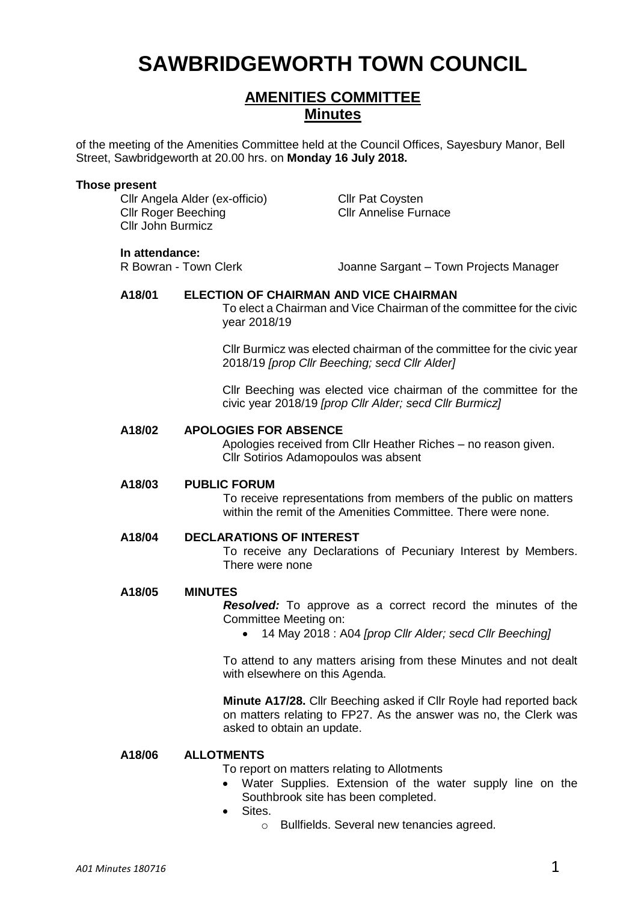# SAWBRIDGEWORTH TOWN COUNCIL

## AMENITIES COMMITTEE
## Minutes

of the meeting of the Amenities Committee held at the Council Offices, Sayesbury Manor, Bell Street, Sawbridgeworth at 20.00 hrs. on **Monday 16 July 2018.**

**Those present**

Cllr Angela Alder (ex-officio)
Cllr Roger Beeching
Cllr John Burmicz
Cllr Pat Coysten
Cllr Annelise Furnace

**In attendance:**

R Bowran - Town Clerk
Joanne Sargant – Town Projects Manager

**A18/01 ELECTION OF CHAIRMAN AND VICE CHAIRMAN**

To elect a Chairman and Vice Chairman of the committee for the civic year 2018/19

Cllr Burmicz was elected chairman of the committee for the civic year 2018/19 *[prop Cllr Beeching; secd Cllr Alder]*

Cllr Beeching was elected vice chairman of the committee for the civic year 2018/19 *[prop Cllr Alder; secd Cllr Burmicz]*

**A18/02 APOLOGIES FOR ABSENCE**

Apologies received from Cllr Heather Riches – no reason given.
Cllr Sotirios Adamopoulos was absent

**A18/03 PUBLIC FORUM**

To receive representations from members of the public on matters within the remit of the Amenities Committee. There were none.

**A18/04 DECLARATIONS OF INTEREST**

To receive any Declarations of Pecuniary Interest by Members. There were none

**A18/05 MINUTES**

***Resolved:*** To approve as a correct record the minutes of the Committee Meeting on:

- 14 May 2018 : A04 *[prop Cllr Alder; secd Cllr Beeching]*

To attend to any matters arising from these Minutes and not dealt with elsewhere on this Agenda.

**Minute A17/28.** Cllr Beeching asked if Cllr Royle had reported back on matters relating to FP27. As the answer was no, the Clerk was asked to obtain an update.

**A18/06 ALLOTMENTS**

To report on matters relating to Allotments

- Water Supplies. Extension of the water supply line on the Southbrook site has been completed.
- Sites.
  - Bullfields. Several new tenancies agreed.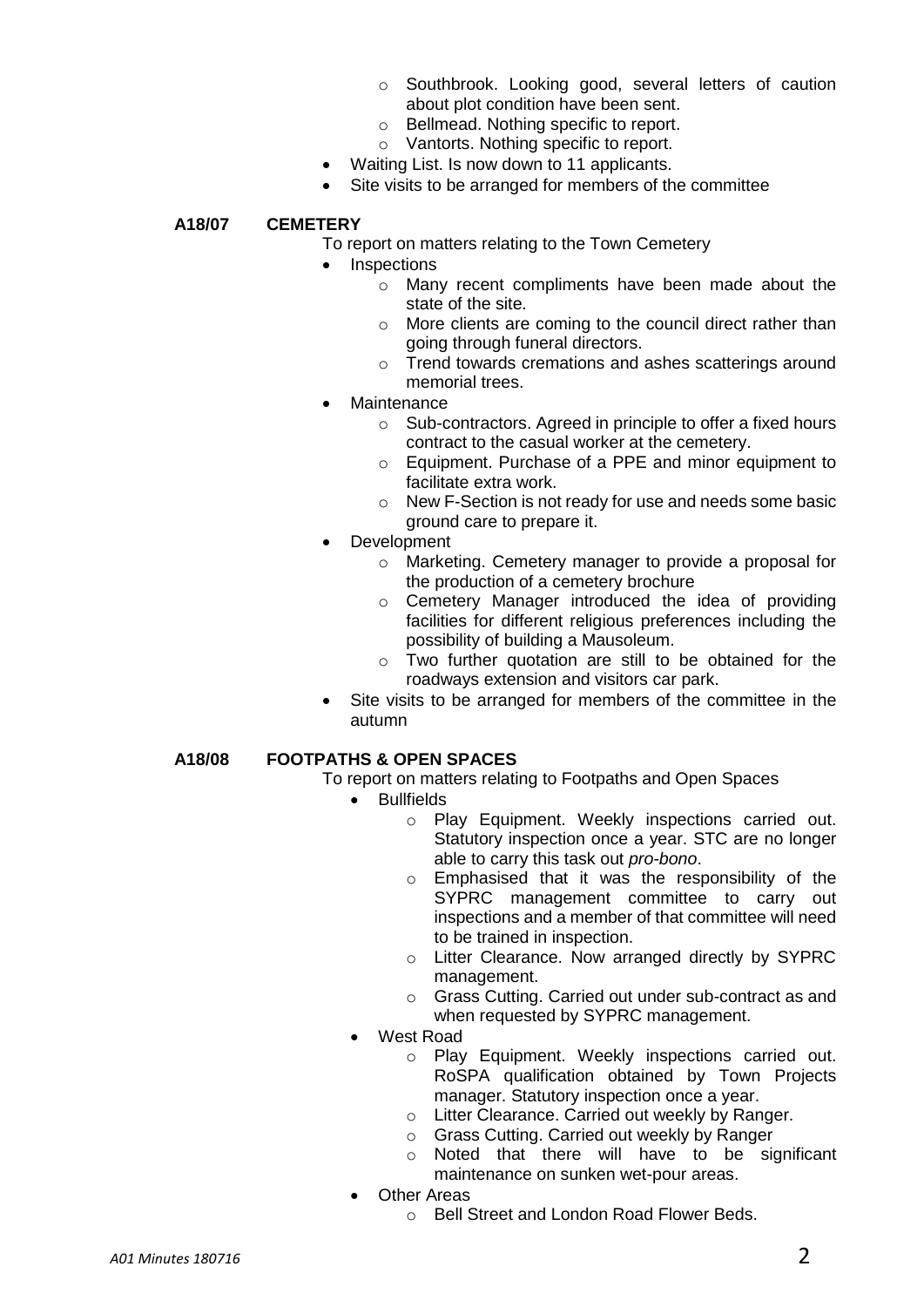- Southbrook. Looking good, several letters of caution about plot condition have been sent.
  - Bellmead. Nothing specific to report.
  - Vantorts. Nothing specific to report.
- Waiting List. Is now down to 11 applicants.
- Site visits to be arranged for members of the committee

**A18/07 CEMETERY**

To report on matters relating to the Town Cemetery

- Inspections
  - Many recent compliments have been made about the state of the site.
  - More clients are coming to the council direct rather than going through funeral directors.
  - Trend towards cremations and ashes scatterings around memorial trees.
- Maintenance
  - Sub-contractors. Agreed in principle to offer a fixed hours contract to the casual worker at the cemetery.
  - Equipment. Purchase of a PPE and minor equipment to facilitate extra work.
  - New F-Section is not ready for use and needs some basic ground care to prepare it.
- Development
  - Marketing. Cemetery manager to provide a proposal for the production of a cemetery brochure
  - Cemetery Manager introduced the idea of providing facilities for different religious preferences including the possibility of building a Mausoleum.
  - Two further quotation are still to be obtained for the roadways extension and visitors car park.
- Site visits to be arranged for members of the committee in the autumn

**A18/08 FOOTPATHS & OPEN SPACES**

To report on matters relating to Footpaths and Open Spaces

- Bullfields
  - Play Equipment. Weekly inspections carried out. Statutory inspection once a year. STC are no longer able to carry this task out *pro-bono*.
  - Emphasised that it was the responsibility of the SYPRC management committee to carry out inspections and a member of that committee will need to be trained in inspection.
  - Litter Clearance. Now arranged directly by SYPRC management.
  - Grass Cutting. Carried out under sub-contract as and when requested by SYPRC management.
- West Road
  - Play Equipment. Weekly inspections carried out. RoSPA qualification obtained by Town Projects manager. Statutory inspection once a year.
  - Litter Clearance. Carried out weekly by Ranger.
  - Grass Cutting. Carried out weekly by Ranger
  - Noted that there will have to be significant maintenance on sunken wet-pour areas.
- Other Areas
  - Bell Street and London Road Flower Beds.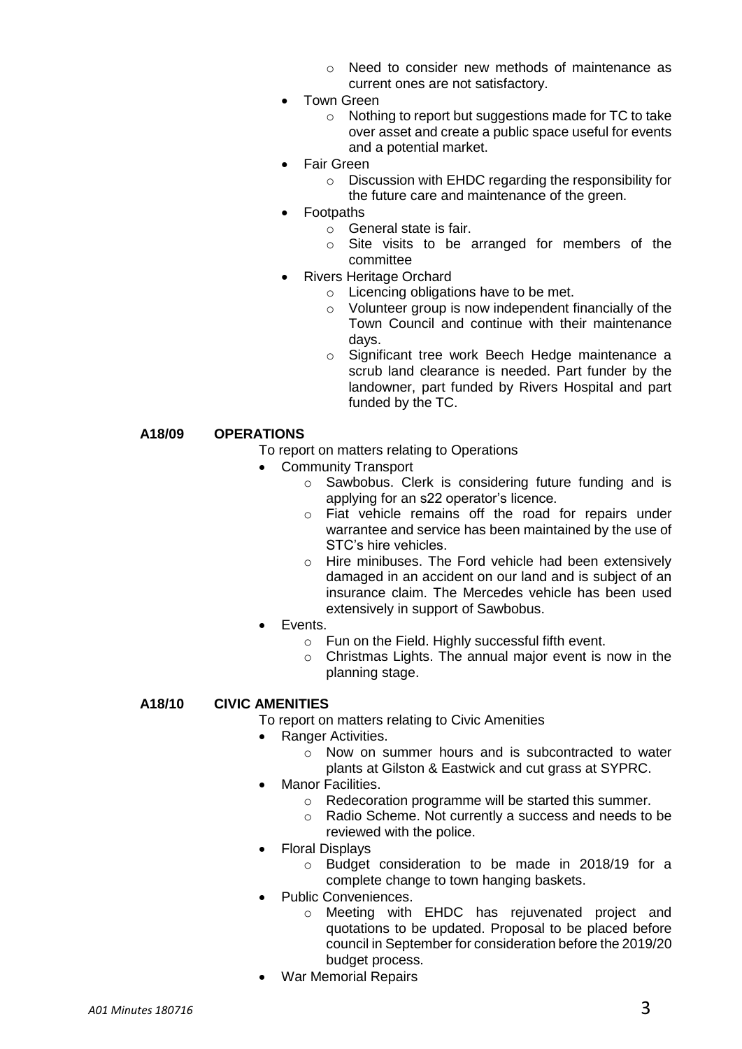- Need to consider new methods of maintenance as current ones are not satisfactory.
- Town Green
  - Nothing to report but suggestions made for TC to take over asset and create a public space useful for events and a potential market.
- Fair Green
  - Discussion with EHDC regarding the responsibility for the future care and maintenance of the green.
- Footpaths
  - General state is fair.
  - Site visits to be arranged for members of the committee
- Rivers Heritage Orchard
  - Licencing obligations have to be met.
  - Volunteer group is now independent financially of the Town Council and continue with their maintenance days.
  - Significant tree work Beech Hedge maintenance a scrub land clearance is needed. Part funder by the landowner, part funded by Rivers Hospital and part funded by the TC.

**A18/09 OPERATIONS**

To report on matters relating to Operations

- Community Transport
  - Sawbobus. Clerk is considering future funding and is applying for an s22 operator's licence.
  - Fiat vehicle remains off the road for repairs under warrantee and service has been maintained by the use of STC's hire vehicles.
  - Hire minibuses. The Ford vehicle had been extensively damaged in an accident on our land and is subject of an insurance claim. The Mercedes vehicle has been used extensively in support of Sawbobus.
- Events.
  - Fun on the Field. Highly successful fifth event.
  - Christmas Lights. The annual major event is now in the planning stage.

**A18/10 CIVIC AMENITIES**

To report on matters relating to Civic Amenities

- Ranger Activities.
  - Now on summer hours and is subcontracted to water plants at Gilston & Eastwick and cut grass at SYPRC.
- Manor Facilities.
  - Redecoration programme will be started this summer.
  - Radio Scheme. Not currently a success and needs to be reviewed with the police.
- Floral Displays
  - Budget consideration to be made in 2018/19 for a complete change to town hanging baskets.
- Public Conveniences.
  - Meeting with EHDC has rejuvenated project and quotations to be updated. Proposal to be placed before council in September for consideration before the 2019/20 budget process.
- War Memorial Repairs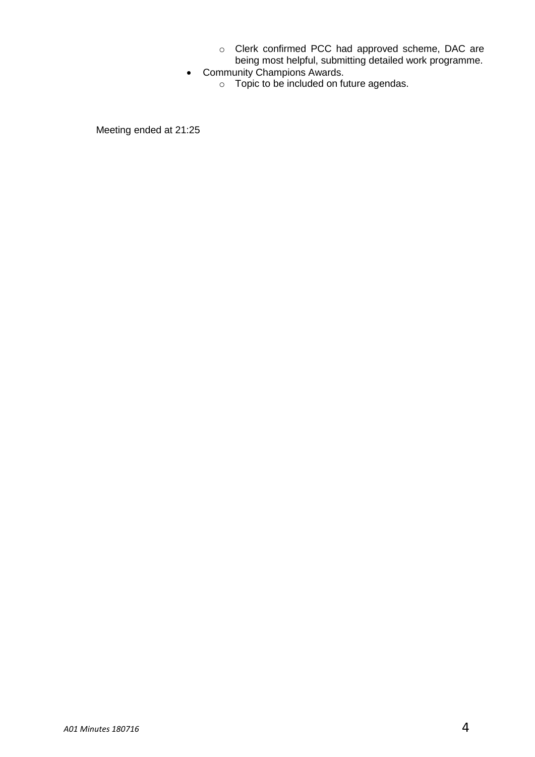- Clerk confirmed PCC had approved scheme, DAC are being most helpful, submitting detailed work programme.
- Community Champions Awards.
    - Topic to be included on future agendas.

Meeting ended at 21:25